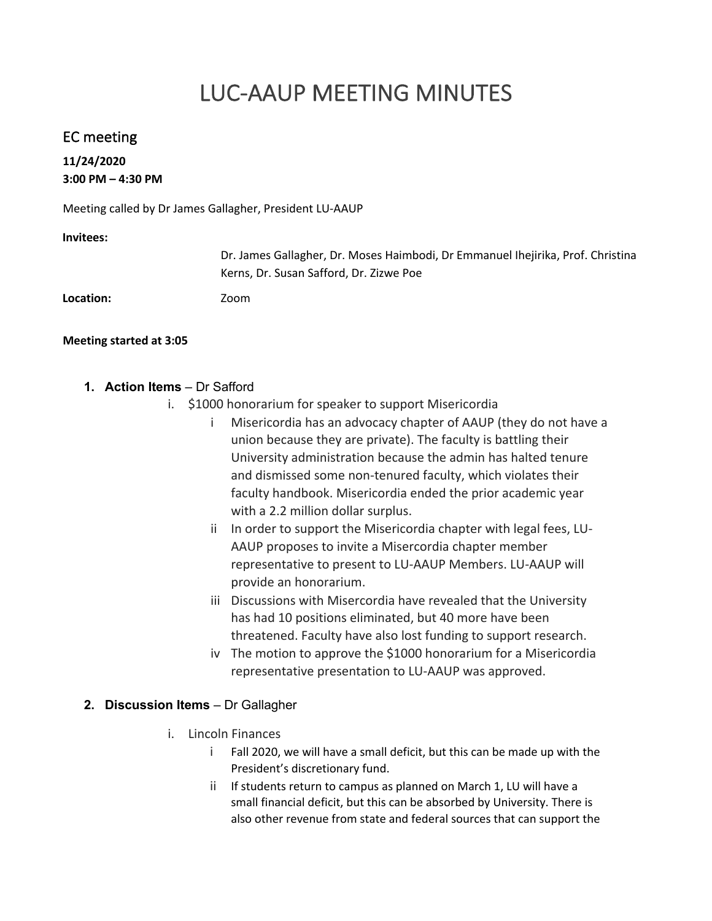# LUC-AAUP MEETING MINUTES

## EC meeting

**11/24/2020**
**3:00 PM – 4:30 PM**

Meeting called by Dr James Gallagher, President LU-AAUP

**Invitees:** Dr. James Gallagher, Dr. Moses Haimbodi, Dr Emmanuel Ihejirika, Prof. Christina Kerns, Dr. Susan Safford, Dr. Zizwe Poe

**Location:** Zoom

**Meeting started at 3:05**

1. **Action Items** – Dr Safford
   i. $1000 honorarium for speaker to support Misericordia
      i Misericordia has an advocacy chapter of AAUP (they do not have a union because they are private). The faculty is battling their University administration because the admin has halted tenure and dismissed some non-tenured faculty, which violates their faculty handbook. Misericordia ended the prior academic year with a 2.2 million dollar surplus.
      ii In order to support the Misericordia chapter with legal fees, LU-AAUP proposes to invite a Misercordia chapter member representative to present to LU-AAUP Members. LU-AAUP will provide an honorarium.
      iii Discussions with Misercordia have revealed that the University has had 10 positions eliminated, but 40 more have been threatened. Faculty have also lost funding to support research.
      iv The motion to approve the $1000 honorarium for a Misericordia representative presentation to LU-AAUP was approved.

2. **Discussion Items** – Dr Gallagher
   i. Lincoln Finances
      i Fall 2020, we will have a small deficit, but this can be made up with the President's discretionary fund.
      ii If students return to campus as planned on March 1, LU will have a small financial deficit, but this can be absorbed by University. There is also other revenue from state and federal sources that can support the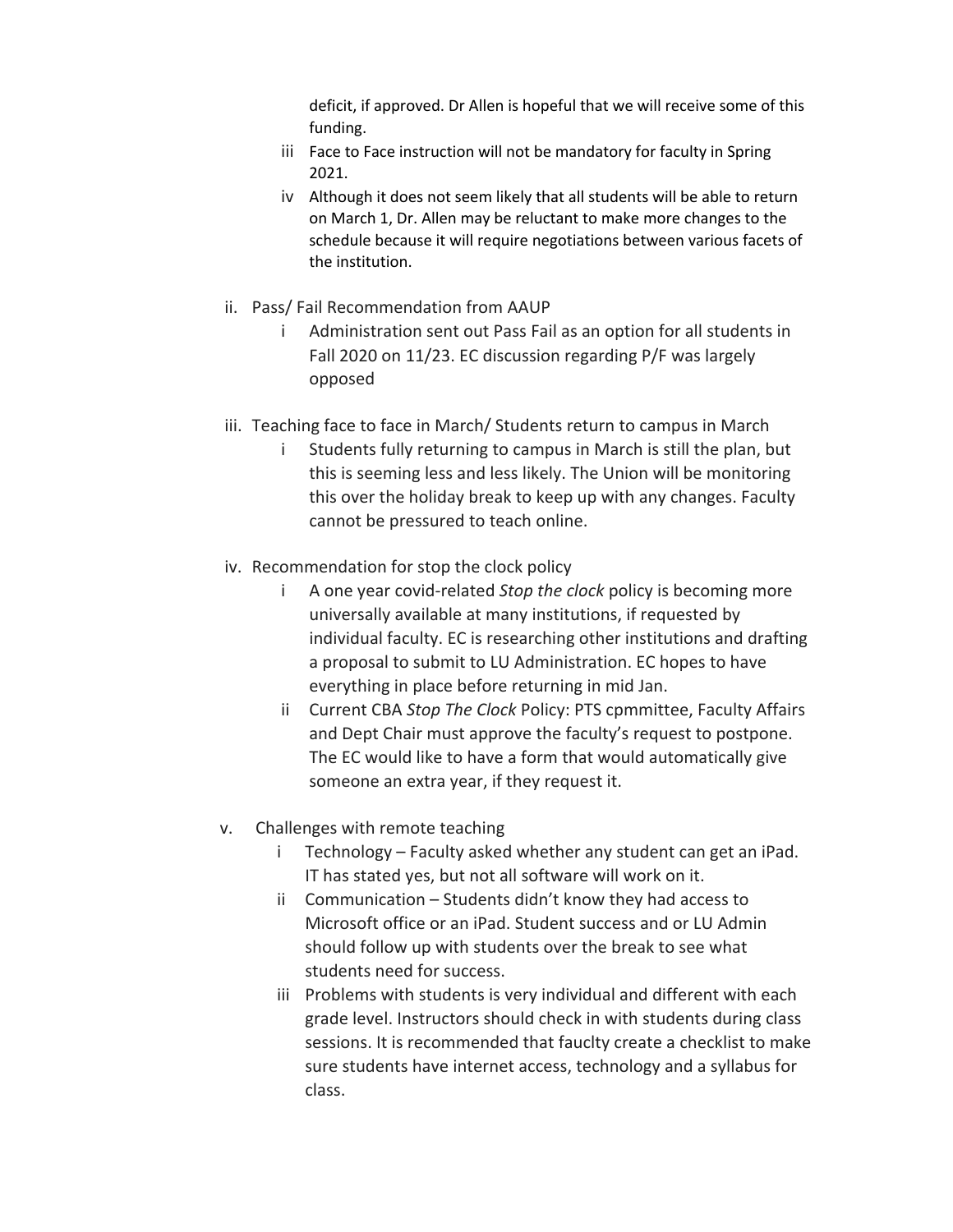deficit, if approved. Dr Allen is hopeful that we will receive some of this funding.

   iii Face to Face instruction will not be mandatory for faculty in Spring 2021.

   iv Although it does not seem likely that all students will be able to return on March 1, Dr. Allen may be reluctant to make more changes to the schedule because it will require negotiations between various facets of the institution.

ii. Pass/ Fail Recommendation from AAUP

   i Administration sent out Pass Fail as an option for all students in Fall 2020 on 11/23. EC discussion regarding P/F was largely opposed

iii. Teaching face to face in March/ Students return to campus in March

   i Students fully returning to campus in March is still the plan, but this is seeming less and less likely. The Union will be monitoring this over the holiday break to keep up with any changes. Faculty cannot be pressured to teach online.

iv. Recommendation for stop the clock policy

   i A one year covid-related *Stop the clock* policy is becoming more universally available at many institutions, if requested by individual faculty. EC is researching other institutions and drafting a proposal to submit to LU Administration. EC hopes to have everything in place before returning in mid Jan.

   ii Current CBA *Stop The Clock* Policy: PTS cpmmittee, Faculty Affairs and Dept Chair must approve the faculty's request to postpone. The EC would like to have a form that would automatically give someone an extra year, if they request it.

v. Challenges with remote teaching

   i Technology – Faculty asked whether any student can get an iPad. IT has stated yes, but not all software will work on it.

   ii Communication – Students didn't know they had access to Microsoft office or an iPad. Student success and or LU Admin should follow up with students over the break to see what students need for success.

   iii Problems with students is very individual and different with each grade level. Instructors should check in with students during class sessions. It is recommended that fauclty create a checklist to make sure students have internet access, technology and a syllabus for class.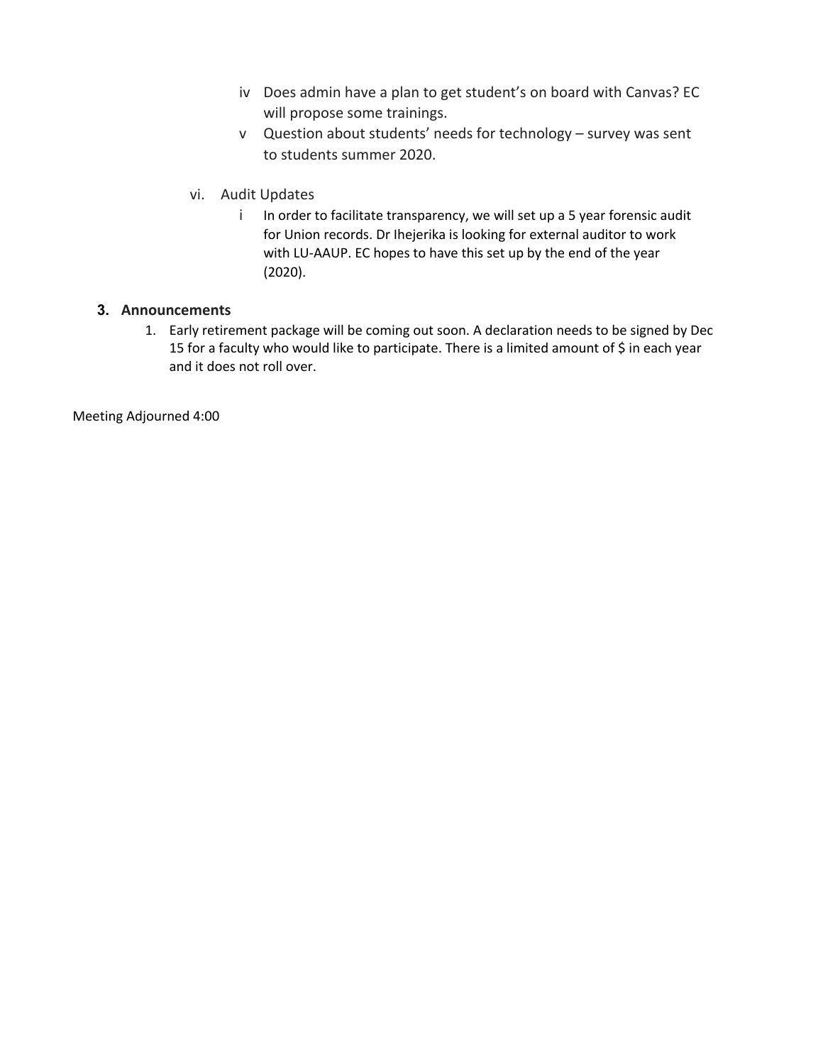- iv Does admin have a plan to get student's on board with Canvas? EC will propose some trainings.
- v Question about students' needs for technology – survey was sent to students summer 2020.

vi. Audit Updates

- i In order to facilitate transparency, we will set up a 5 year forensic audit for Union records. Dr Ihejerika is looking for external auditor to work with LU-AAUP. EC hopes to have this set up by the end of the year (2020).

**3. Announcements**

1. Early retirement package will be coming out soon. A declaration needs to be signed by Dec 15 for a faculty who would like to participate. There is a limited amount of $ in each year and it does not roll over.

Meeting Adjourned 4:00